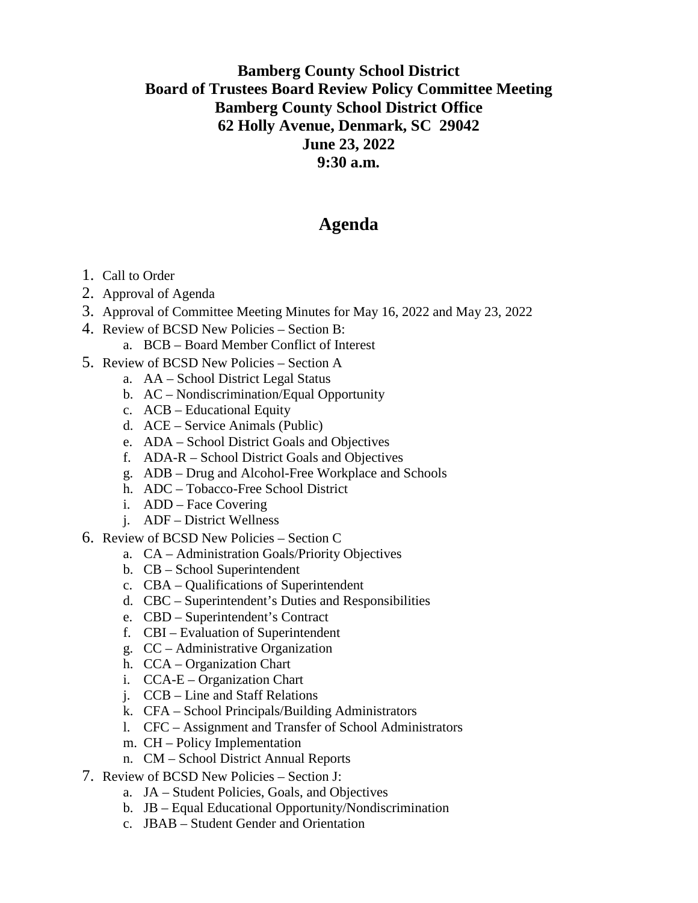**Bamberg County School District**
**Board of Trustees Board Review Policy Committee Meeting**
**Bamberg County School District Office**
**62 Holly Avenue, Denmark, SC 29042**
**June 23, 2022**
**9:30 a.m.**

# Agenda

1. Call to Order
2. Approval of Agenda
3. Approval of Committee Meeting Minutes for May 16, 2022 and May 23, 2022
4. Review of BCSD New Policies – Section B:
    a. BCB – Board Member Conflict of Interest
5. Review of BCSD New Policies – Section A
    a. AA – School District Legal Status
    b. AC – Nondiscrimination/Equal Opportunity
    c. ACB – Educational Equity
    d. ACE – Service Animals (Public)
    e. ADA – School District Goals and Objectives
    f. ADA-R – School District Goals and Objectives
    g. ADB – Drug and Alcohol-Free Workplace and Schools
    h. ADC – Tobacco-Free School District
    i. ADD – Face Covering
    j. ADF – District Wellness
6. Review of BCSD New Policies – Section C
    a. CA – Administration Goals/Priority Objectives
    b. CB – School Superintendent
    c. CBA – Qualifications of Superintendent
    d. CBC – Superintendent's Duties and Responsibilities
    e. CBD – Superintendent's Contract
    f. CBI – Evaluation of Superintendent
    g. CC – Administrative Organization
    h. CCA – Organization Chart
    i. CCA-E – Organization Chart
    j. CCB – Line and Staff Relations
    k. CFA – School Principals/Building Administrators
    l. CFC – Assignment and Transfer of School Administrators
    m. CH – Policy Implementation
    n. CM – School District Annual Reports
7. Review of BCSD New Policies – Section J:
    a. JA – Student Policies, Goals, and Objectives
    b. JB – Equal Educational Opportunity/Nondiscrimination
    c. JBAB – Student Gender and Orientation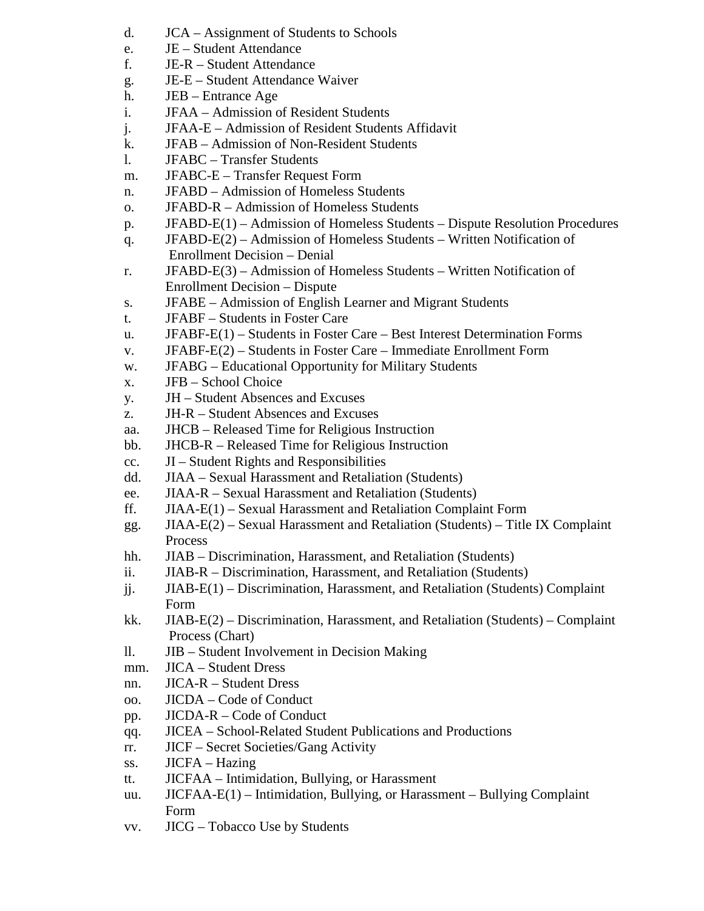d. JCA – Assignment of Students to Schools
e. JE – Student Attendance
f. JE-R – Student Attendance
g. JE-E – Student Attendance Waiver
h. JEB – Entrance Age
i. JFAA – Admission of Resident Students
j. JFAA-E – Admission of Resident Students Affidavit
k. JFAB – Admission of Non-Resident Students
l. JFABC – Transfer Students
m. JFABC-E – Transfer Request Form
n. JFABD – Admission of Homeless Students
o. JFABD-R – Admission of Homeless Students
p. JFABD-E(1) – Admission of Homeless Students – Dispute Resolution Procedures
q. JFABD-E(2) – Admission of Homeless Students – Written Notification of Enrollment Decision – Denial
r. JFABD-E(3) – Admission of Homeless Students – Written Notification of Enrollment Decision – Dispute
s. JFABE – Admission of English Learner and Migrant Students
t. JFABF – Students in Foster Care
u. JFABF-E(1) – Students in Foster Care – Best Interest Determination Forms
v. JFABF-E(2) – Students in Foster Care – Immediate Enrollment Form
w. JFABG – Educational Opportunity for Military Students
x. JFB – School Choice
y. JH – Student Absences and Excuses
z. JH-R – Student Absences and Excuses
aa. JHCB – Released Time for Religious Instruction
bb. JHCB-R – Released Time for Religious Instruction
cc. JI – Student Rights and Responsibilities
dd. JIAA – Sexual Harassment and Retaliation (Students)
ee. JIAA-R – Sexual Harassment and Retaliation (Students)
ff. JIAA-E(1) – Sexual Harassment and Retaliation Complaint Form
gg. JIAA-E(2) – Sexual Harassment and Retaliation (Students) – Title IX Complaint Process
hh. JIAB – Discrimination, Harassment, and Retaliation (Students)
ii. JIAB-R – Discrimination, Harassment, and Retaliation (Students)
jj. JIAB-E(1) – Discrimination, Harassment, and Retaliation (Students) Complaint Form
kk. JIAB-E(2) – Discrimination, Harassment, and Retaliation (Students) – Complaint Process (Chart)
ll. JIB – Student Involvement in Decision Making
mm. JICA – Student Dress
nn. JICA-R – Student Dress
oo. JICDA – Code of Conduct
pp. JICDA-R – Code of Conduct
qq. JICEA – School-Related Student Publications and Productions
rr. JICF – Secret Societies/Gang Activity
ss. JICFA – Hazing
tt. JICFAA – Intimidation, Bullying, or Harassment
uu. JICFAA-E(1) – Intimidation, Bullying, or Harassment – Bullying Complaint Form
vv. JICG – Tobacco Use by Students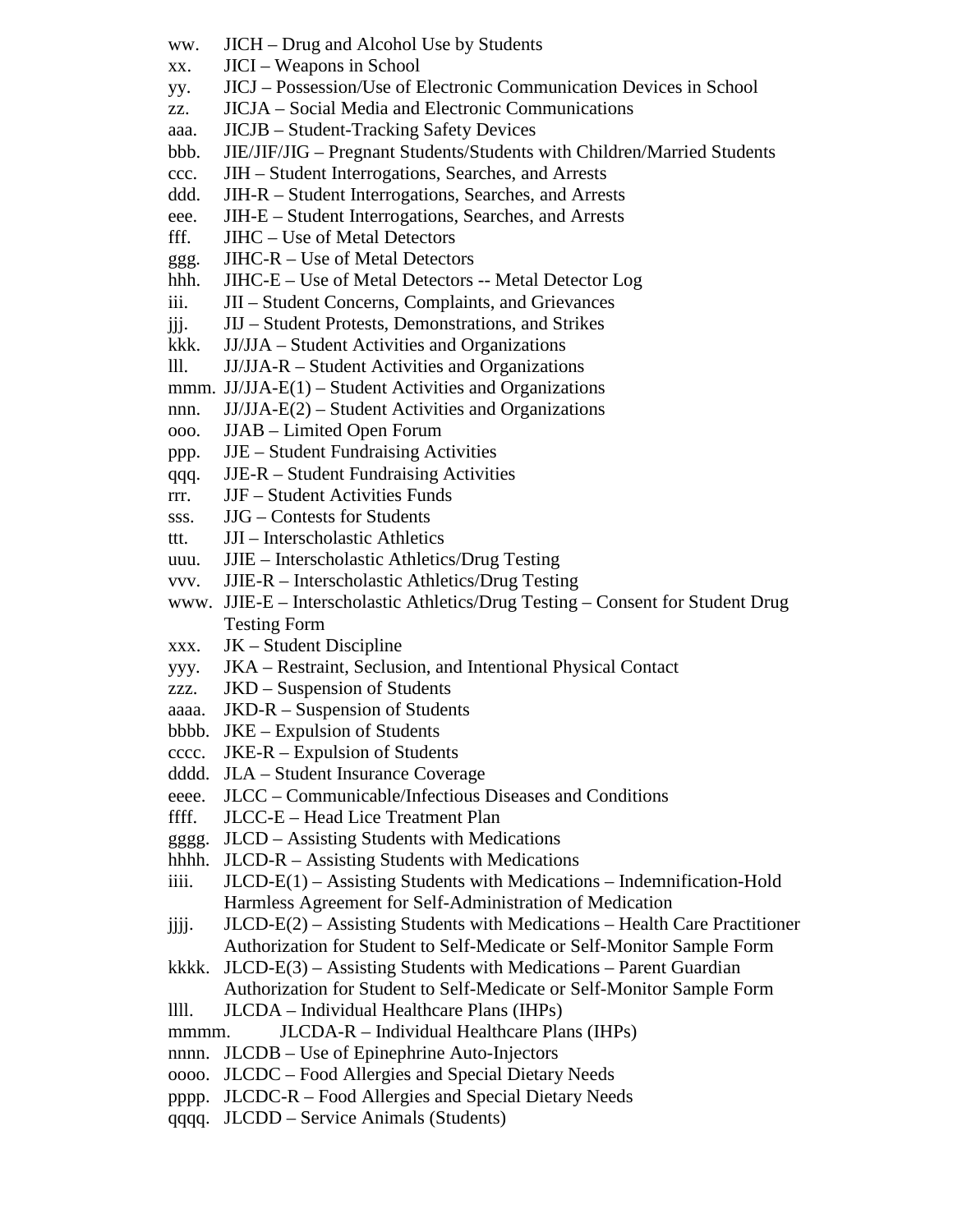ww. JICH – Drug and Alcohol Use by Students
xx. JICI – Weapons in School
yy. JICJ – Possession/Use of Electronic Communication Devices in School
zz. JICJA – Social Media and Electronic Communications
aaa. JICJB – Student-Tracking Safety Devices
bbb. JIE/JIF/JIG – Pregnant Students/Students with Children/Married Students
ccc. JIH – Student Interrogations, Searches, and Arrests
ddd. JIH-R – Student Interrogations, Searches, and Arrests
eee. JIH-E – Student Interrogations, Searches, and Arrests
fff. JIHC – Use of Metal Detectors
ggg. JIHC-R – Use of Metal Detectors
hhh. JIHC-E – Use of Metal Detectors -- Metal Detector Log
iii. JII – Student Concerns, Complaints, and Grievances
jjj. JIJ – Student Protests, Demonstrations, and Strikes
kkk. JJ/JJA – Student Activities and Organizations
lll. JJ/JJA-R – Student Activities and Organizations
mmm. JJ/JJA-E(1) – Student Activities and Organizations
nnn. JJ/JJA-E(2) – Student Activities and Organizations
ooo. JJAB – Limited Open Forum
ppp. JJE – Student Fundraising Activities
qqq. JJE-R – Student Fundraising Activities
rrr. JJF – Student Activities Funds
sss. JJG – Contests for Students
ttt. JJI – Interscholastic Athletics
uuu. JJIE – Interscholastic Athletics/Drug Testing
vvv. JJIE-R – Interscholastic Athletics/Drug Testing
www. JJIE-E – Interscholastic Athletics/Drug Testing – Consent for Student Drug Testing Form
xxx. JK – Student Discipline
yyy. JKA – Restraint, Seclusion, and Intentional Physical Contact
zzz. JKD – Suspension of Students
aaaa. JKD-R – Suspension of Students
bbbb. JKE – Expulsion of Students
cccc. JKE-R – Expulsion of Students
dddd. JLA – Student Insurance Coverage
eeee. JLCC – Communicable/Infectious Diseases and Conditions
ffff. JLCC-E – Head Lice Treatment Plan
gggg. JLCD – Assisting Students with Medications
hhhh. JLCD-R – Assisting Students with Medications
iiii. JLCD-E(1) – Assisting Students with Medications – Indemnification-Hold Harmless Agreement for Self-Administration of Medication
jjjj. JLCD-E(2) – Assisting Students with Medications – Health Care Practitioner Authorization for Student to Self-Medicate or Self-Monitor Sample Form
kkkk. JLCD-E(3) – Assisting Students with Medications – Parent Guardian Authorization for Student to Self-Medicate or Self-Monitor Sample Form
llll. JLCDA – Individual Healthcare Plans (IHPs)
mmmm. JLCDA-R – Individual Healthcare Plans (IHPs)
nnnn. JLCDB – Use of Epinephrine Auto-Injectors
oooo. JLCDC – Food Allergies and Special Dietary Needs
pppp. JLCDC-R – Food Allergies and Special Dietary Needs
qqqq. JLCDD – Service Animals (Students)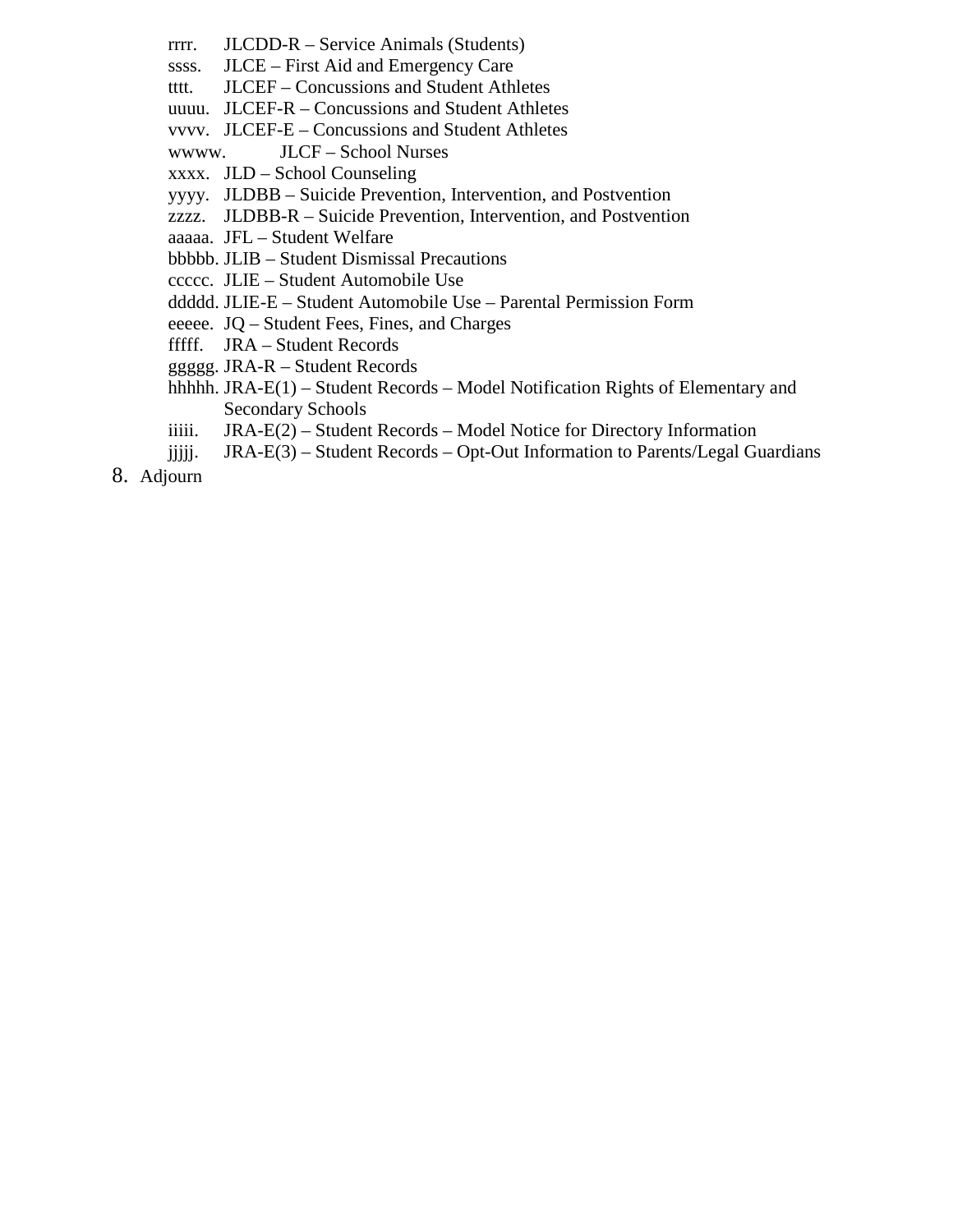rrrr. JLCDD-R – Service Animals (Students)
ssss. JLCE – First Aid and Emergency Care
tttt. JLCEF – Concussions and Student Athletes
uuuu. JLCEF-R – Concussions and Student Athletes
vvvv. JLCEF-E – Concussions and Student Athletes
wwww. JLCF – School Nurses
xxxx. JLD – School Counseling
yyyy. JLDBB – Suicide Prevention, Intervention, and Postvention
zzzz. JLDBB-R – Suicide Prevention, Intervention, and Postvention
aaaaa. JFL – Student Welfare
bbbbb. JLIB – Student Dismissal Precautions
ccccc. JLIE – Student Automobile Use
ddddd. JLIE-E – Student Automobile Use – Parental Permission Form
eeeee. JQ – Student Fees, Fines, and Charges
fffff. JRA – Student Records
ggggg. JRA-R – Student Records
hhhhh. JRA-E(1) – Student Records – Model Notification Rights of Elementary and Secondary Schools
iiiii. JRA-E(2) – Student Records – Model Notice for Directory Information
jjjjj. JRA-E(3) – Student Records – Opt-Out Information to Parents/Legal Guardians

8. Adjourn